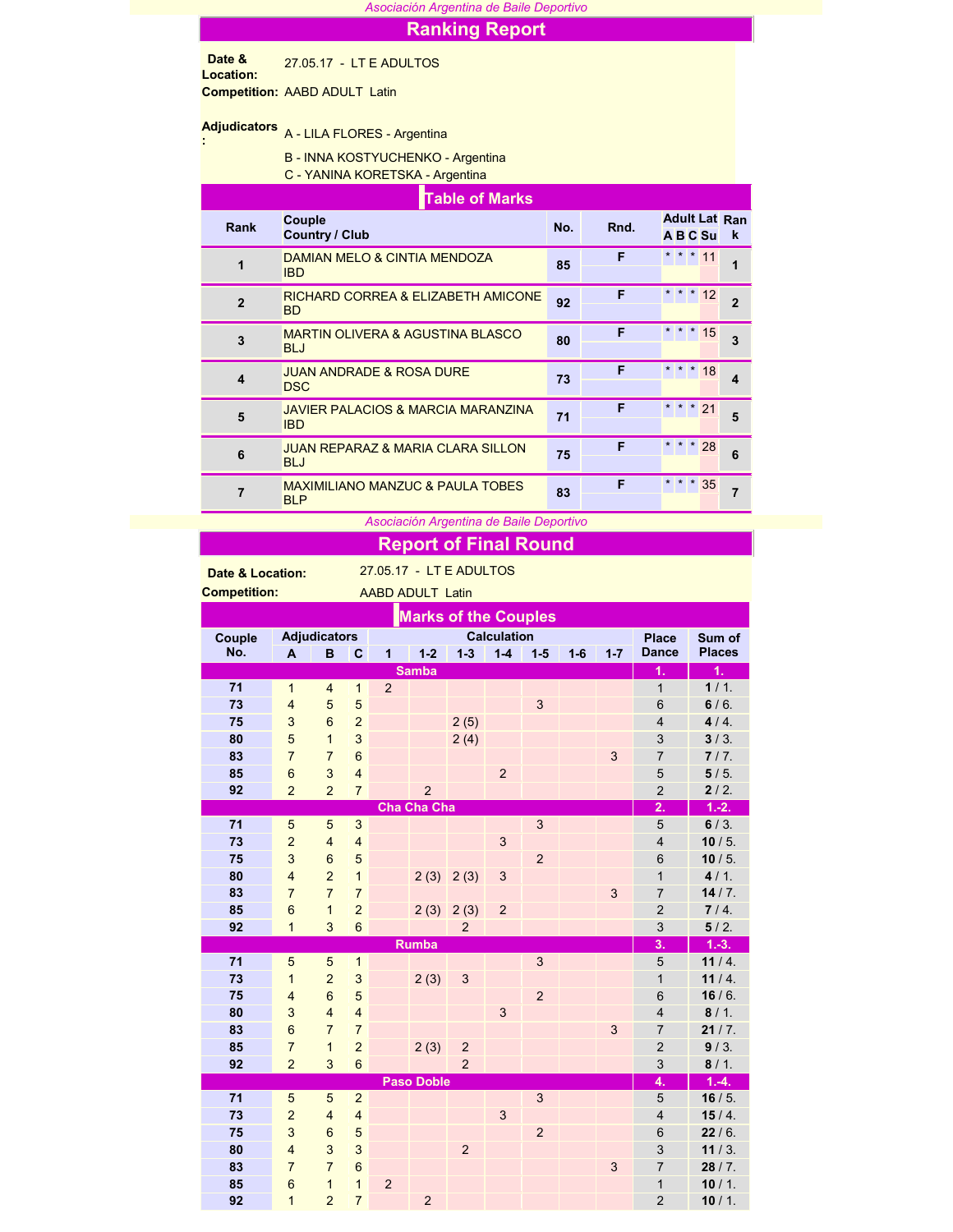*Asociación Argentina de Baile Deportivo*

# Ranking Report

**Date & Location:** 27.05.17 - LT E ADULTOS

**Competition:** AABD ADULT Latin

**Adjudicators:**

A - LILA FLORES - Argentina

B - INNA KOSTYUCHENKO - Argentina

C - YANINA KORETSKA - Argentina

## Table of Marks

| Rank | Couple<br>Country / Club | No. | Rnd. | Adult Lat A | B | C | Su | Rank |
|---|---|---|---|---|---|---|---|---|
| 1 | DAMIAN MELO & CINTIA MENDOZA<br>IBD | 85 | F | * | * | * | 11 | 1 |
| 2 | RICHARD CORREA & ELIZABETH AMICONE<br>BD | 92 | F | * | * | * | 12 | 2 |
| 3 | MARTIN OLIVERA & AGUSTINA BLASCO<br>BLJ | 80 | F | * | * | * | 15 | 3 |
| 4 | JUAN ANDRADE & ROSA DURE<br>DSC | 73 | F | * | * | * | 18 | 4 |
| 5 | JAVIER PALACIOS & MARCIA MARANZINA<br>IBD | 71 | F | * | * | * | 21 | 5 |
| 6 | JUAN REPARAZ & MARIA CLARA SILLON<br>BLJ | 75 | F | * | * | * | 28 | 6 |
| 7 | MAXIMILIANO MANZUC & PAULA TOBES<br>BLP | 83 | F | * | * | * | 35 | 7 |

*Asociación Argentina de Baile Deportivo*

# Report of Final Round

**Date & Location:** 27.05.17 - LT E ADULTOS

**Competition:** AABD ADULT Latin

## Marks of the Couples

| Couple No. | Adjudicators A | B | C | Calculation 1 | 1-2 | 1-3 | 1-4 | 1-5 | 1-6 | 1-7 | Place Dance | Sum of Places |
|---|---|---|---|---|---|---|---|---|---|---|---|---|
| **Samba** | | | | | | | | | | | 1. | 1. |
| 71 | 1 | 4 | 1 | 2 | | | | | | | 1 | **1** / 1. |
| 73 | 4 | 5 | 5 | | | | | 3 | | | 6 | **6** / 6. |
| 75 | 3 | 6 | 2 | | | 2 (5) | | | | | 4 | **4** / 4. |
| 80 | 5 | 1 | 3 | | | 2 (4) | | | | | 3 | **3** / 3. |
| 83 | 7 | 7 | 6 | | | | | | | 3 | 7 | **7** / 7. |
| 85 | 6 | 3 | 4 | | | | 2 | | | | 5 | **5** / 5. |
| 92 | 2 | 2 | 7 | | 2 | | | | | | 2 | **2** / 2. |
| **Cha Cha Cha** | | | | | | | | | | | 2. | 1.-2. |
| 71 | 5 | 5 | 3 | | | | | 3 | | | 5 | **6** / 3. |
| 73 | 2 | 4 | 4 | | | | 3 | | | | 4 | **10** / 5. |
| 75 | 3 | 6 | 5 | | | | | 2 | | | 6 | **10** / 5. |
| 80 | 4 | 2 | 1 | | 2 (3) | 2 (3) | 3 | | | | 1 | **4** / 1. |
| 83 | 7 | 7 | 7 | | | | | | | 3 | 7 | **14** / 7. |
| 85 | 6 | 1 | 2 | | 2 (3) | 2 (3) | 2 | | | | 2 | **7** / 4. |
| 92 | 1 | 3 | 6 | | | 2 | | | | | 3 | **5** / 2. |
| **Rumba** | | | | | | | | | | | 3. | 1.-3. |
| 71 | 5 | 5 | 1 | | | | | 3 | | | 5 | **11** / 4. |
| 73 | 1 | 2 | 3 | | 2 (3) | 3 | | | | | 1 | **11** / 4. |
| 75 | 4 | 6 | 5 | | | | | 2 | | | 6 | **16** / 6. |
| 80 | 3 | 4 | 4 | | | | 3 | | | | 4 | **8** / 1. |
| 83 | 6 | 7 | 7 | | | | | | | 3 | 7 | **21** / 7. |
| 85 | 7 | 1 | 2 | | 2 (3) | 2 | | | | | 2 | **9** / 3. |
| 92 | 2 | 3 | 6 | | | 2 | | | | | 3 | **8** / 1. |
| **Paso Doble** | | | | | | | | | | | 4. | 1.-4. |
| 71 | 5 | 5 | 2 | | | | | 3 | | | 5 | **16** / 5. |
| 73 | 2 | 4 | 4 | | | | 3 | | | | 4 | **15** / 4. |
| 75 | 3 | 6 | 5 | | | | | 2 | | | 6 | **22** / 6. |
| 80 | 4 | 3 | 3 | | | 2 | | | | | 3 | **11** / 3. |
| 83 | 7 | 7 | 6 | | | | | | | 3 | 7 | **28** / 7. |
| 85 | 6 | 1 | 1 | 2 | | | | | | | 1 | **10** / 1. |
| 92 | 1 | 2 | 7 | | 2 | | | | | | 2 | **10** / 1. |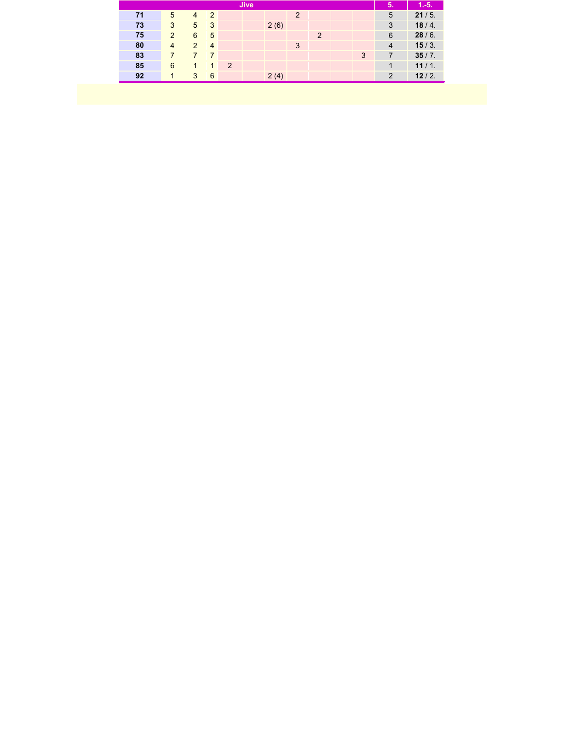| Jive | | | | | | | | | | | 5. | 1.-5. |
|---|---|---|---|---|---|---|---|---|---|---|---|---|
| **71** | 5 | 4 | 2 | | | | 2 | | | | 5 | **21** / 5. |
| **73** | 3 | 5 | 3 | | | 2 (6) | | | | | 3 | **18** / 4. |
| **75** | 2 | 6 | 5 | | | | | 2 | | | 6 | **28** / 6. |
| **80** | 4 | 2 | 4 | | | | 3 | | | | 4 | **15** / 3. |
| **83** | 7 | 7 | 7 | | | | | | | 3 | 7 | **35** / 7. |
| **85** | 6 | 1 | 1 | 2 | | | | | | | 1 | **11** / 1. |
| **92** | 1 | 3 | 6 | | | 2 (4) | | | | | 2 | **12** / 2. |